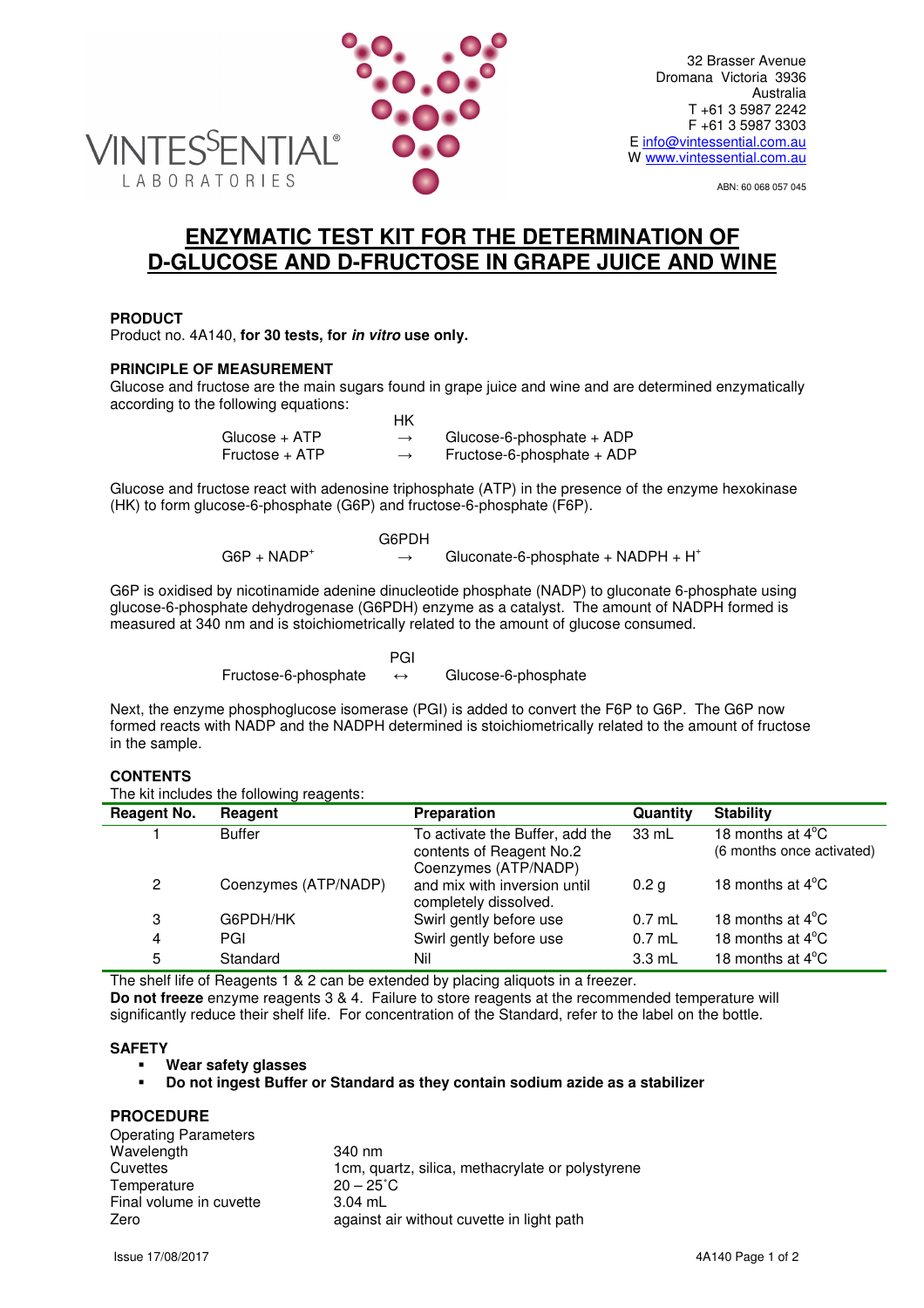VINTESSENTIAL® LABORATORIES

32 Brasser Avenue
Dromana Victoria 3936
Australia
T +61 3 5987 2242
F +61 3 5987 3303
E info@vintessential.com.au
W www.vintessential.com.au

ABN: 60 068 057 045

# ENZYMATIC TEST KIT FOR THE DETERMINATION OF D-GLUCOSE AND D-FRUCTOSE IN GRAPE JUICE AND WINE

## PRODUCT

Product no. 4A140, **for 30 tests, for *in vitro* use only.**

## PRINCIPLE OF MEASUREMENT

Glucose and fructose are the main sugars found in grape juice and wine and are determined enzymatically according to the following equations:

$$\text{Glucose + ATP} \xrightarrow{\text{HK}} \text{Glucose-6-phosphate + ADP}$$

$$\text{Fructose + ATP} \rightarrow \text{Fructose-6-phosphate + ADP}$$

Glucose and fructose react with adenosine triphosphate (ATP) in the presence of the enzyme hexokinase (HK) to form glucose-6-phosphate (G6P) and fructose-6-phosphate (F6P).

$$\text{G6P + NADP}^{+} \xrightarrow{\text{G6PDH}} \text{Gluconate-6-phosphate + NADPH + H}^{+}$$

G6P is oxidised by nicotinamide adenine dinucleotide phosphate (NADP) to gluconate 6-phosphate using glucose-6-phosphate dehydrogenase (G6PDH) enzyme as a catalyst. The amount of NADPH formed is measured at 340 nm and is stoichiometrically related to the amount of glucose consumed.

$$\text{Fructose-6-phosphate} \xleftrightarrow{\text{PGI}} \text{Glucose-6-phosphate}$$

Next, the enzyme phosphoglucose isomerase (PGI) is added to convert the F6P to G6P. The G6P now formed reacts with NADP and the NADPH determined is stoichiometrically related to the amount of fructose in the sample.

## CONTENTS

The kit includes the following reagents:

| Reagent No. | Reagent | Preparation | Quantity | Stability |
|---|---|---|---|---|
| 1 | Buffer | To activate the Buffer, add the contents of Reagent No.2 Coenzymes (ATP/NADP) | 33 mL | 18 months at 4°C (6 months once activated) |
| 2 | Coenzymes (ATP/NADP) | and mix with inversion until completely dissolved. | 0.2 g | 18 months at 4°C |
| 3 | G6PDH/HK | Swirl gently before use | 0.7 mL | 18 months at 4°C |
| 4 | PGI | Swirl gently before use | 0.7 mL | 18 months at 4°C |
| 5 | Standard | Nil | 3.3 mL | 18 months at 4°C |

The shelf life of Reagents 1 & 2 can be extended by placing aliquots in a freezer.
**Do not freeze** enzyme reagents 3 & 4. Failure to store reagents at the recommended temperature will significantly reduce their shelf life. For concentration of the Standard, refer to the label on the bottle.

## SAFETY

- **Wear safety glasses**
- **Do not ingest Buffer or Standard as they contain sodium azide as a stabilizer**

## PROCEDURE

Operating Parameters

| | |
|---|---|
| Wavelength | 340 nm |
| Cuvettes | 1cm, quartz, silica, methacrylate or polystyrene |
| Temperature | 20 – 25˚C |
| Final volume in cuvette | 3.04 mL |
| Zero | against air without cuvette in light path |

Issue 17/08/2017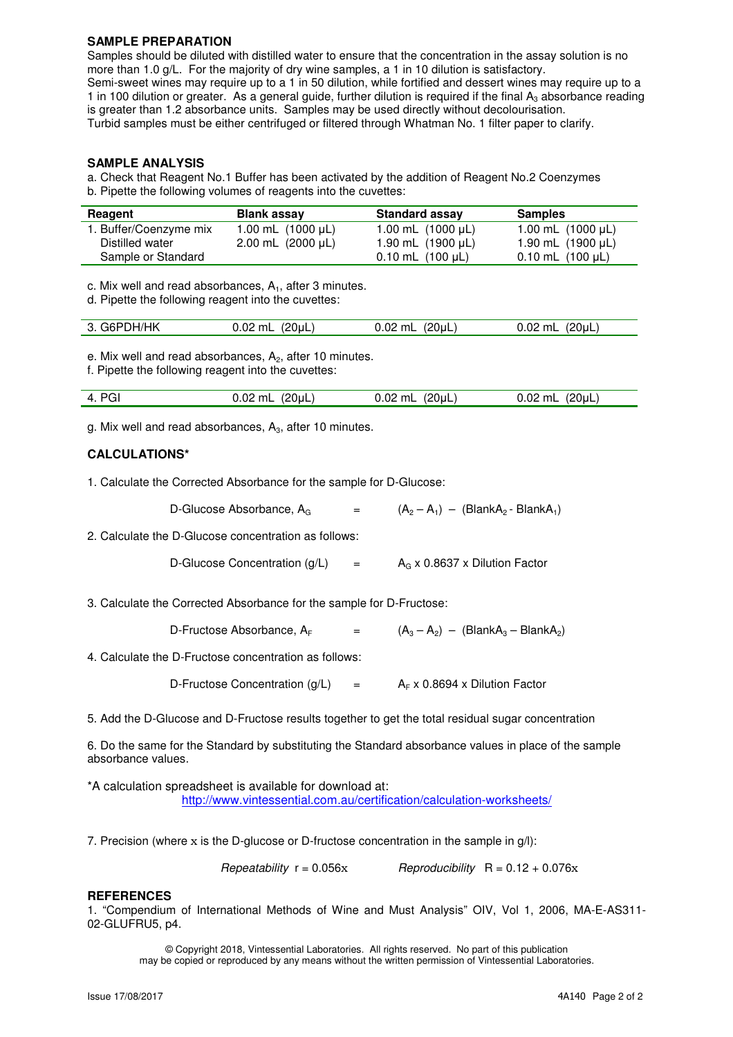## SAMPLE PREPARATION

Samples should be diluted with distilled water to ensure that the concentration in the assay solution is no more than 1.0 g/L. For the majority of dry wine samples, a 1 in 10 dilution is satisfactory.
Semi-sweet wines may require up to a 1 in 50 dilution, while fortified and dessert wines may require up to a 1 in 100 dilution or greater. As a general guide, further dilution is required if the final $A_3$ absorbance reading is greater than 1.2 absorbance units. Samples may be used directly without decolourisation.
Turbid samples must be either centrifuged or filtered through Whatman No. 1 filter paper to clarify.

## SAMPLE ANALYSIS

a. Check that Reagent No.1 Buffer has been activated by the addition of Reagent No.2 Coenzymes
b. Pipette the following volumes of reagents into the cuvettes:

| Reagent | Blank assay | Standard assay | Samples |
|---|---|---|---|
| 1. Buffer/Coenzyme mix | 1.00 mL (1000 µL) | 1.00 mL (1000 µL) | 1.00 mL (1000 µL) |
| Distilled water | 2.00 mL (2000 µL) | 1.90 mL (1900 µL) | 1.90 mL (1900 µL) |
| Sample or Standard | | 0.10 mL (100 µL) | 0.10 mL (100 µL) |

c. Mix well and read absorbances, $A_1$, after 3 minutes.
d. Pipette the following reagent into the cuvettes:

| | | | |
|---|---|---|---|
| 3. G6PDH/HK | 0.02 mL (20µL) | 0.02 mL (20µL) | 0.02 mL (20µL) |

e. Mix well and read absorbances, $A_2$, after 10 minutes.
f. Pipette the following reagent into the cuvettes:

| | | | |
|---|---|---|---|
| 4. PGI | 0.02 mL (20µL) | 0.02 mL (20µL) | 0.02 mL (20µL) |

g. Mix well and read absorbances, $A_3$, after 10 minutes.

## CALCULATIONS*

1. Calculate the Corrected Absorbance for the sample for D-Glucose:

$$\text{D-Glucose Absorbance, } A_G = (A_2 - A_1) - (\text{Blank}A_2 - \text{Blank}A_1)$$

2. Calculate the D-Glucose concentration as follows:

$$\text{D-Glucose Concentration (g/L)} = A_G \times 0.8637 \times \text{Dilution Factor}$$

3. Calculate the Corrected Absorbance for the sample for D-Fructose:

$$\text{D-Fructose Absorbance, } A_F = (A_3 - A_2) - (\text{Blank}A_3 - \text{Blank}A_2)$$

4. Calculate the D-Fructose concentration as follows:

$$\text{D-Fructose Concentration (g/L)} = A_F \times 0.8694 \times \text{Dilution Factor}$$

5. Add the D-Glucose and D-Fructose results together to get the total residual sugar concentration

6. Do the same for the Standard by substituting the Standard absorbance values in place of the sample absorbance values.

*A calculation spreadsheet is available for download at:
http://www.vintessential.com.au/certification/calculation-worksheets/

7. Precision (where x is the D-glucose or D-fructose concentration in the sample in g/l):

*Repeatability* $r = 0.056x$ *Reproducibility* $R = 0.12 + 0.076x$

## REFERENCES

1. "Compendium of International Methods of Wine and Must Analysis" OIV, Vol 1, 2006, MA-E-AS311-02-GLUFRU5, p4.

© Copyright 2018, Vintessential Laboratories. All rights reserved. No part of this publication may be copied or reproduced by any means without the written permission of Vintessential Laboratories.

Issue 17/08/2017 4A140